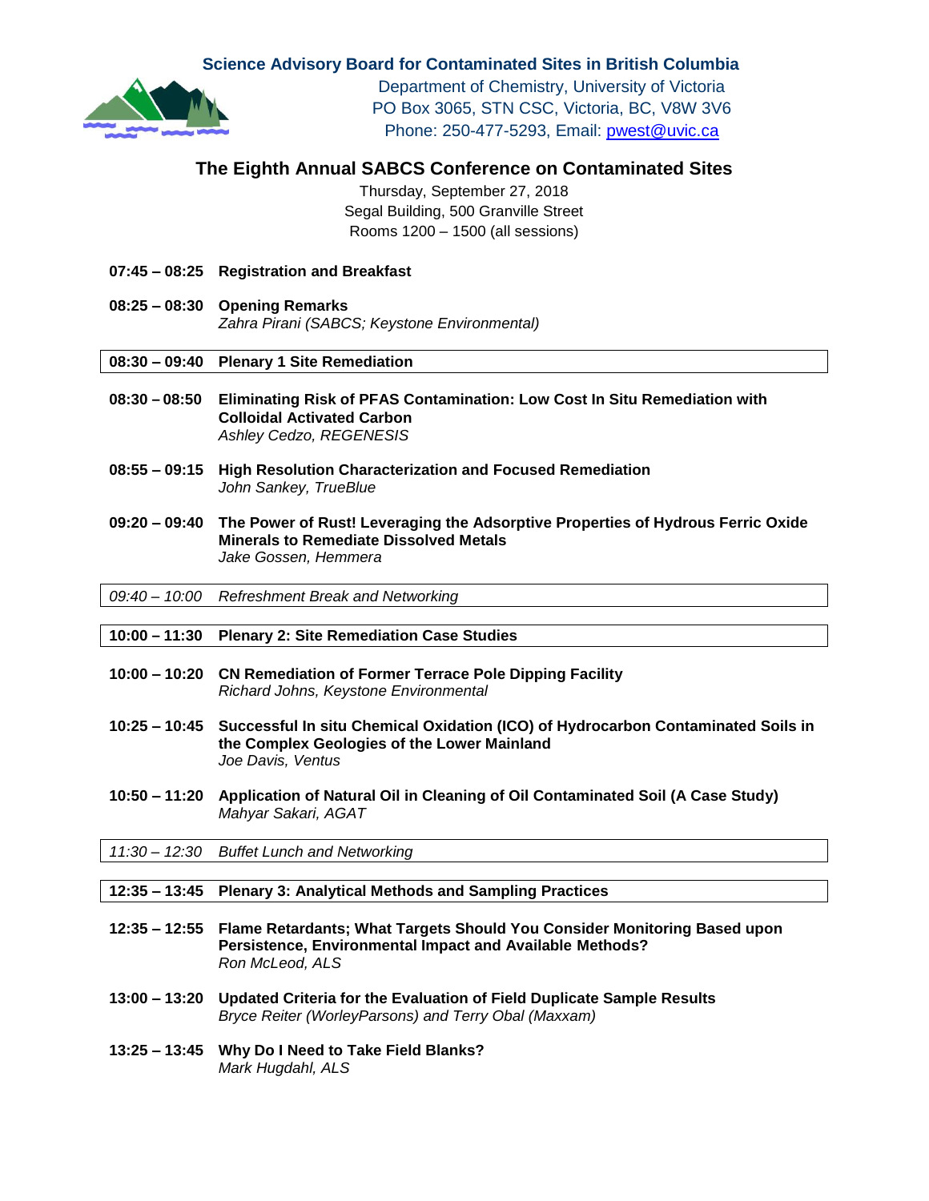**Science Advisory Board for Contaminated Sites in British Columbia**

Department of Chemistry, University of Victoria
PO Box 3065, STN CSC, Victoria, BC, V8W 3V6
Phone: 250-477-5293, Email: pwest@uvic.ca

## The Eighth Annual SABCS Conference on Contaminated Sites

Thursday, September 27, 2018
Segal Building, 500 Granville Street
Rooms 1200 – 1500 (all sessions)

**07:45 – 08:25 Registration and Breakfast**

**08:25 – 08:30 Opening Remarks**
*Zahra Pirani (SABCS; Keystone Environmental)*

**08:30 – 09:40 Plenary 1 Site Remediation**

**08:30 – 08:50 Eliminating Risk of PFAS Contamination: Low Cost In Situ Remediation with Colloidal Activated Carbon**
*Ashley Cedzo, REGENESIS*

**08:55 – 09:15 High Resolution Characterization and Focused Remediation**
*John Sankey, TrueBlue*

**09:20 – 09:40 The Power of Rust! Leveraging the Adsorptive Properties of Hydrous Ferric Oxide Minerals to Remediate Dissolved Metals**
*Jake Gossen, Hemmera*

*09:40 – 10:00 Refreshment Break and Networking*

**10:00 – 11:30 Plenary 2: Site Remediation Case Studies**

**10:00 – 10:20 CN Remediation of Former Terrace Pole Dipping Facility**
*Richard Johns, Keystone Environmental*

**10:25 – 10:45 Successful In situ Chemical Oxidation (ICO) of Hydrocarbon Contaminated Soils in the Complex Geologies of the Lower Mainland**
*Joe Davis, Ventus*

**10:50 – 11:20 Application of Natural Oil in Cleaning of Oil Contaminated Soil (A Case Study)**
*Mahyar Sakari, AGAT*

*11:30 – 12:30 Buffet Lunch and Networking*

**12:35 – 13:45 Plenary 3: Analytical Methods and Sampling Practices**

**12:35 – 12:55 Flame Retardants; What Targets Should You Consider Monitoring Based upon Persistence, Environmental Impact and Available Methods?**
*Ron McLeod, ALS*

**13:00 – 13:20 Updated Criteria for the Evaluation of Field Duplicate Sample Results**
*Bryce Reiter (WorleyParsons) and Terry Obal (Maxxam)*

**13:25 – 13:45 Why Do I Need to Take Field Blanks?**
*Mark Hugdahl, ALS*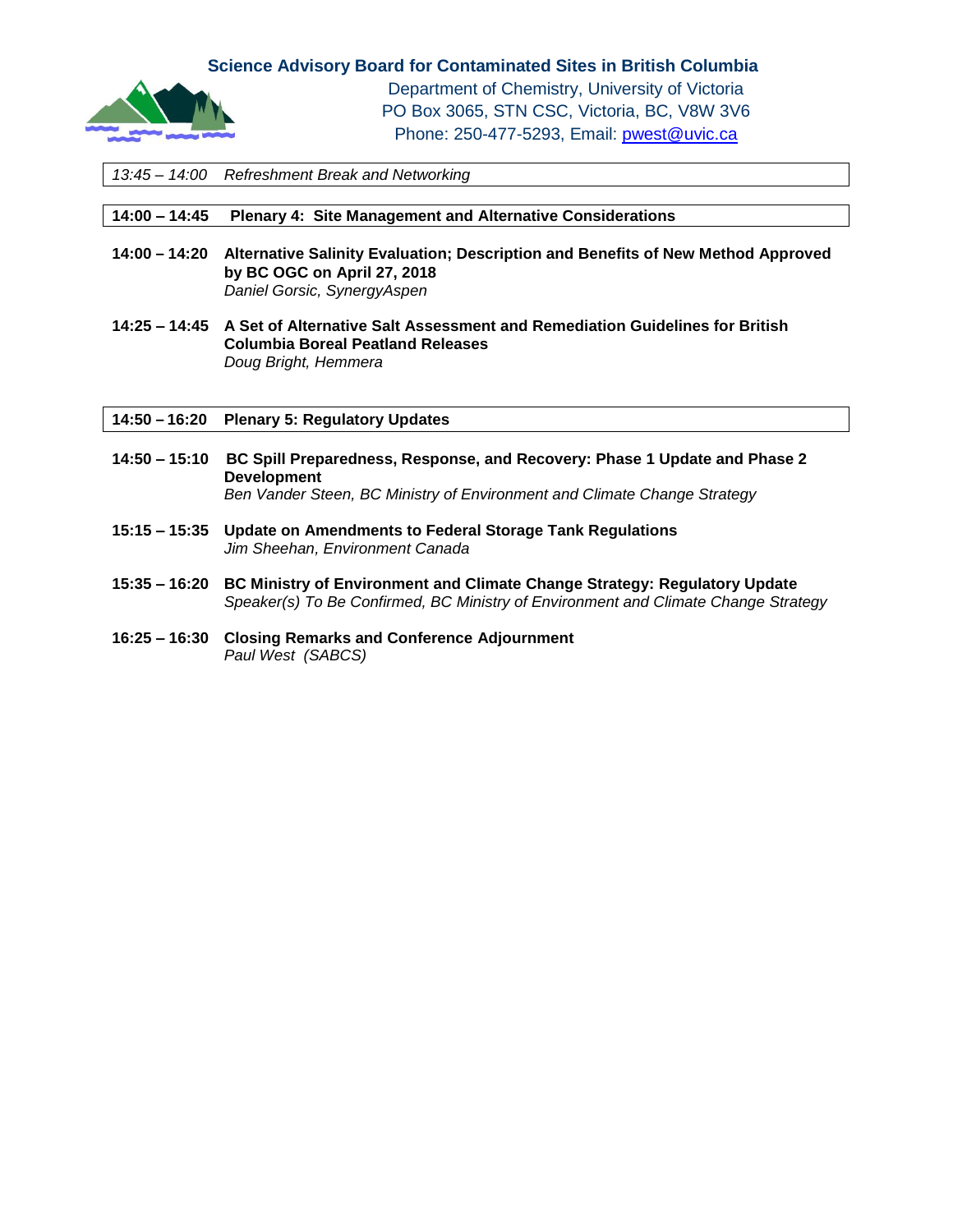**Science Advisory Board for Contaminated Sites in British Columbia**
Department of Chemistry, University of Victoria
PO Box 3065, STN CSC, Victoria, BC, V8W 3V6
Phone: 250-477-5293, Email: pwest@uvic.ca

*13:45 – 14:00 Refreshment Break and Networking*

**14:00 – 14:45 Plenary 4: Site Management and Alternative Considerations**

**14:00 – 14:20 Alternative Salinity Evaluation; Description and Benefits of New Method Approved by BC OGC on April 27, 2018**
*Daniel Gorsic, SynergyAspen*

**14:25 – 14:45 A Set of Alternative Salt Assessment and Remediation Guidelines for British Columbia Boreal Peatland Releases**
*Doug Bright, Hemmera*

**14:50 – 16:20 Plenary 5: Regulatory Updates**

**14:50 – 15:10 BC Spill Preparedness, Response, and Recovery: Phase 1 Update and Phase 2 Development**
*Ben Vander Steen, BC Ministry of Environment and Climate Change Strategy*

**15:15 – 15:35 Update on Amendments to Federal Storage Tank Regulations**
*Jim Sheehan, Environment Canada*

**15:35 – 16:20 BC Ministry of Environment and Climate Change Strategy: Regulatory Update**
*Speaker(s) To Be Confirmed, BC Ministry of Environment and Climate Change Strategy*

**16:25 – 16:30 Closing Remarks and Conference Adjournment**
*Paul West (SABCS)*